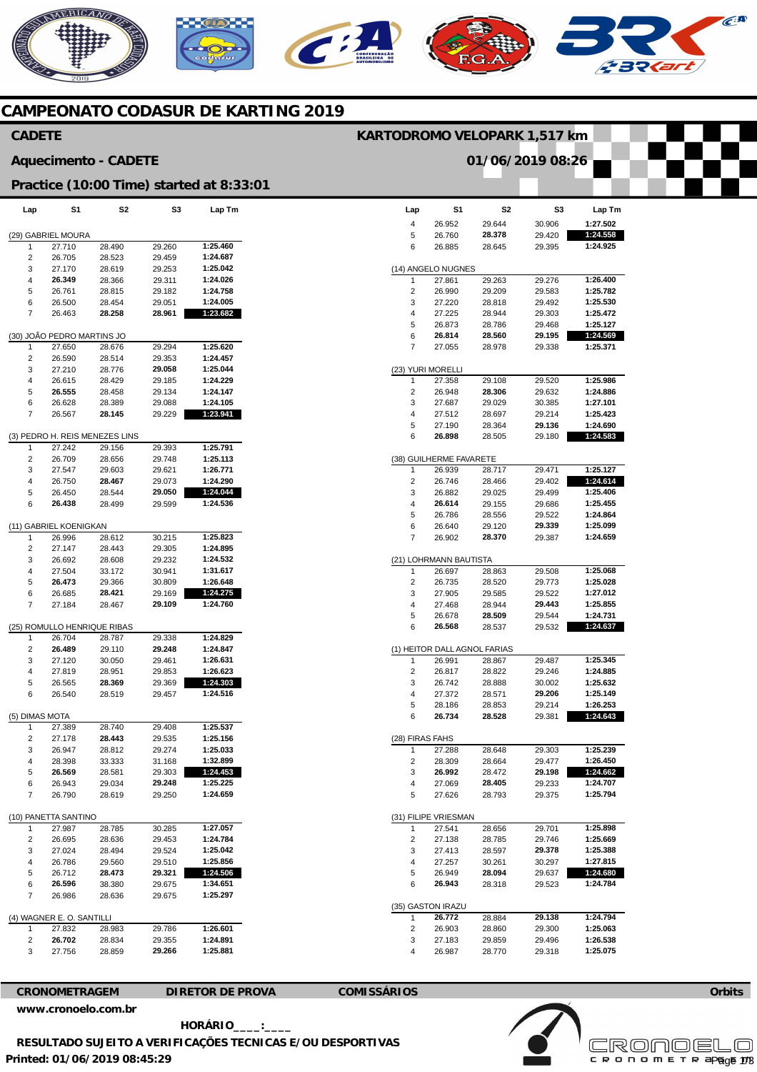# CAMPEONATO CODASUR DE KARTING 2019

## CADETE

**KARTODROMO VELOPARK 1,517 km**

**Aquecimento - CADETE**

**01/06/2019 08:26**

**Practice (10:00 Time) started at 8:33:01**

| Lap | S1 | S2 | S3 | Lap Tm |
|---|---|---|---|---|
| **(29) GABRIEL MOURA** | | | | |
| 1 | 27.710 | 28.490 | 29.260 | 1:25.460 |
| 2 | 26.705 | 28.523 | 29.459 | 1:24.687 |
| 3 | 27.170 | 28.619 | 29.253 | 1:25.042 |
| 4 | **26.349** | 28.366 | 29.311 | 1:24.026 |
| 5 | 26.761 | 28.815 | 29.182 | 1:24.758 |
| 6 | 26.500 | 28.454 | 29.051 | 1:24.005 |
| 7 | 26.463 | **28.258** | **28.961** | **1:23.682** |
| **(30) JOÃO PEDRO MARTINS JO** | | | | |
| 1 | 27.650 | 28.676 | 29.294 | 1:25.620 |
| 2 | 26.590 | 28.514 | 29.353 | 1:24.457 |
| 3 | 27.210 | 28.776 | **29.058** | 1:25.044 |
| 4 | 26.615 | 28.429 | 29.185 | 1:24.229 |
| 5 | **26.555** | 28.458 | 29.134 | 1:24.147 |
| 6 | 26.628 | 28.389 | 29.088 | 1:24.105 |
| 7 | 26.567 | **28.145** | 29.229 | **1:23.941** |
| **(3) PEDRO H. REIS MENEZES LINS** | | | | |
| 1 | 27.242 | 29.156 | 29.393 | 1:25.791 |
| 2 | 26.709 | 28.656 | 29.748 | 1:25.113 |
| 3 | 27.547 | 29.603 | 29.621 | 1:26.771 |
| 4 | 26.750 | **28.467** | 29.073 | 1:24.290 |
| 5 | 26.450 | 28.544 | **29.050** | **1:24.044** |
| 6 | **26.438** | 28.499 | 29.599 | 1:24.536 |
| **(11) GABRIEL KOENIGKAN** | | | | |
| 1 | 26.996 | 28.612 | 30.215 | 1:25.823 |
| 2 | 27.147 | 28.443 | 29.305 | 1:24.895 |
| 3 | 26.692 | 28.608 | 29.232 | 1:24.532 |
| 4 | 27.504 | 33.172 | 30.941 | 1:31.617 |
| 5 | **26.473** | 29.366 | 30.809 | 1:26.648 |
| 6 | 26.685 | **28.421** | 29.169 | **1:24.275** |
| 7 | 27.184 | 28.467 | **29.109** | 1:24.760 |
| **(25) ROMULLO HENRIQUE RIBAS** | | | | |
| 1 | 26.704 | 28.787 | 29.338 | 1:24.829 |
| 2 | **26.489** | 29.110 | **29.248** | 1:24.847 |
| 3 | 27.120 | 30.050 | 29.461 | 1:26.631 |
| 4 | 27.819 | 28.951 | 29.853 | 1:26.623 |
| 5 | 26.565 | **28.369** | 29.369 | **1:24.303** |
| 6 | 26.540 | 28.519 | 29.457 | 1:24.516 |
| **(5) DIMAS MOTA** | | | | |
| 1 | 27.389 | 28.740 | 29.408 | 1:25.537 |
| 2 | 27.178 | **28.443** | 29.535 | 1:25.156 |
| 3 | 26.947 | 28.812 | 29.274 | 1:25.033 |
| 4 | 28.398 | 33.333 | 31.168 | 1:32.899 |
| 5 | **26.569** | 28.581 | 29.303 | **1:24.453** |
| 6 | 26.943 | 29.034 | **29.248** | 1:25.225 |
| 7 | 26.790 | 28.619 | 29.250 | 1:24.659 |
| **(10) PANETTA SANTINO** | | | | |
| 1 | 27.987 | 28.785 | 30.285 | 1:27.057 |
| 2 | 26.695 | 28.636 | 29.453 | 1:24.784 |
| 3 | 27.024 | 28.494 | 29.524 | 1:25.042 |
| 4 | 26.786 | 29.560 | 29.510 | 1:25.856 |
| 5 | 26.712 | **28.473** | **29.321** | **1:24.506** |
| 6 | **26.596** | 38.380 | 29.675 | 1:34.651 |
| 7 | 26.986 | 28.636 | 29.675 | 1:25.297 |
| **(4) WAGNER E. O. SANTILLI** | | | | |
| 1 | 27.832 | 28.983 | 29.786 | 1:26.601 |
| 2 | **26.702** | 28.834 | 29.355 | 1:24.891 |
| 3 | 27.756 | 28.859 | **29.266** | 1:25.881 |
| 4 | 26.952 | 29.644 | 30.906 | 1:27.502 |
| 5 | 26.760 | **28.378** | 29.420 | **1:24.558** |
| 6 | 26.885 | 28.645 | 29.395 | 1:24.925 |
| **(14) ANGELO NUGNES** | | | | |
| 1 | 27.861 | 29.263 | 29.276 | 1:26.400 |
| 2 | 26.990 | 29.209 | 29.583 | 1:25.782 |
| 3 | 27.220 | 28.818 | 29.492 | 1:25.530 |
| 4 | 27.225 | 28.944 | 29.303 | 1:25.472 |
| 5 | 26.873 | 28.786 | 29.468 | 1:25.127 |
| 6 | **26.814** | **28.560** | **29.195** | **1:24.569** |
| 7 | 27.055 | 28.978 | 29.338 | 1:25.371 |
| **(23) YURI MORELLI** | | | | |
| 1 | 27.358 | 29.108 | 29.520 | 1:25.986 |
| 2 | 26.948 | **28.306** | 29.632 | 1:24.886 |
| 3 | 27.687 | 29.029 | 30.385 | 1:27.101 |
| 4 | 27.512 | 28.697 | 29.214 | 1:25.423 |
| 5 | 27.190 | 28.364 | **29.136** | 1:24.690 |
| 6 | **26.898** | 28.505 | 29.180 | **1:24.583** |
| **(38) GUILHERME FAVARETE** | | | | |
| 1 | 26.939 | 28.717 | 29.471 | 1:25.127 |
| 2 | 26.746 | 28.466 | 29.402 | **1:24.614** |
| 3 | 26.882 | 29.025 | 29.499 | 1:25.406 |
| 4 | **26.614** | 29.155 | 29.686 | 1:25.455 |
| 5 | 26.786 | 28.556 | 29.522 | 1:24.864 |
| 6 | 26.640 | 29.120 | **29.339** | 1:25.099 |
| 7 | 26.902 | **28.370** | 29.387 | 1:24.659 |
| **(21) LOHRMANN BAUTISTA** | | | | |
| 1 | 26.697 | 28.863 | 29.508 | 1:25.068 |
| 2 | 26.735 | 28.520 | 29.773 | 1:25.028 |
| 3 | 27.905 | 29.585 | 29.522 | 1:27.012 |
| 4 | 27.468 | 28.944 | **29.443** | 1:25.855 |
| 5 | 26.678 | **28.509** | 29.544 | 1:24.731 |
| 6 | **26.568** | 28.537 | 29.532 | **1:24.637** |
| **(1) HEITOR DALL AGNOL FARIAS** | | | | |
| 1 | 26.991 | 28.867 | 29.487 | 1:25.345 |
| 2 | 26.817 | 28.822 | 29.246 | 1:24.885 |
| 3 | 26.742 | 28.888 | 30.002 | 1:25.632 |
| 4 | 27.372 | 28.571 | **29.206** | 1:25.149 |
| 5 | 28.186 | 28.853 | 29.214 | 1:26.253 |
| 6 | **26.734** | **28.528** | 29.381 | **1:24.643** |
| **(28) FIRAS FAHS** | | | | |
| 1 | 27.288 | 28.648 | 29.303 | 1:25.239 |
| 2 | 28.309 | 28.664 | 29.477 | 1:26.450 |
| 3 | **26.992** | 28.472 | **29.198** | **1:24.662** |
| 4 | 27.069 | **28.405** | 29.233 | 1:24.707 |
| 5 | 27.626 | 28.793 | 29.375 | 1:25.794 |
| **(31) FILIPE VRIESMAN** | | | | |
| 1 | 27.541 | 28.656 | 29.701 | 1:25.898 |
| 2 | 27.138 | 28.785 | 29.746 | 1:25.669 |
| 3 | 27.413 | 28.597 | **29.378** | 1:25.388 |
| 4 | 27.257 | 30.261 | 30.297 | 1:27.815 |
| 5 | 26.949 | **28.094** | 29.637 | **1:24.680** |
| 6 | **26.943** | 28.318 | 29.523 | 1:24.784 |
| **(35) GASTON IRAZU** | | | | |
| 1 | **26.772** | 28.884 | **29.138** | **1:24.794** |
| 2 | 26.903 | 28.860 | 29.300 | 1:25.063 |
| 3 | 27.183 | 29.859 | 29.496 | 1:26.538 |
| 4 | 26.987 | 28.770 | 29.318 | 1:25.075 |

**CRONOMETRAGEM** **DIRETOR DE PROVA** **COMISSÁRIOS** **Orbits**

www.cronoelo.com.br

**HORÁRIO____:____**

**RESULTADO SUJEITO A VERIFICAÇÕES TECNICAS E/OU DESPORTIVAS**

**Printed: 01/06/2019 08:45:29**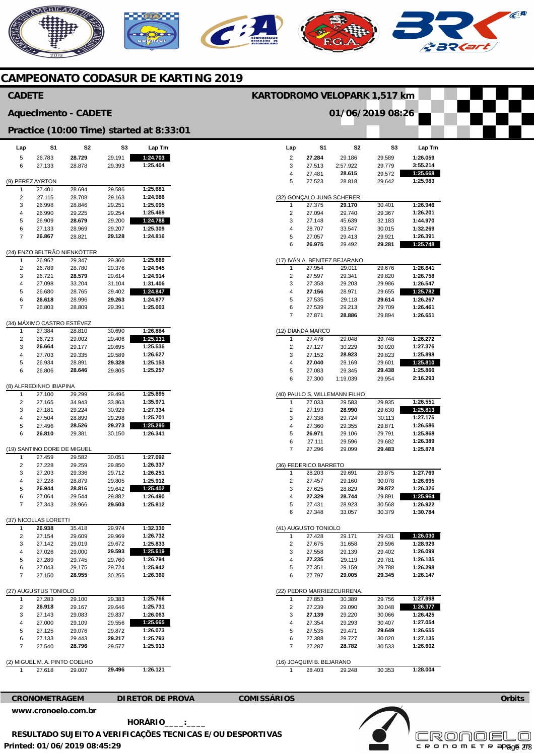# CAMPEONATO CODASUR DE KARTING 2019

## CADETE

**KARTODROMO VELOPARK 1,517 km**

### Aquecimento - CADETE

**01/06/2019 08:26**

### Practice (10:00 Time) started at 8:33:01

| Lap | S1 | S2 | S3 | Lap Tm |
|---|---|---|---|---|
| 5 | 26.783 | **28.729** | 29.191 | **1:24.703** |
| 6 | 27.133 | 28.878 | 29.393 | **1:25.404** |

(9) PEREZ AYRTON

| Lap | S1 | S2 | S3 | Lap Tm |
|---|---|---|---|---|
| 1 | 27.401 | 28.694 | 29.586 | **1:25.681** |
| 2 | 27.115 | 28.708 | 29.163 | **1:24.986** |
| 3 | 26.998 | 28.846 | 29.251 | **1:25.095** |
| 4 | 26.990 | 29.225 | 29.254 | **1:25.469** |
| 5 | 26.909 | **28.679** | 29.200 | **1:24.788** |
| 6 | 27.133 | 28.969 | 29.207 | **1:25.309** |
| 7 | **26.867** | 28.821 | **29.128** | **1:24.816** |

(24) ENZO BELTRÃO NIENKÖTTER

| Lap | S1 | S2 | S3 | Lap Tm |
|---|---|---|---|---|
| 1 | 26.962 | 29.347 | 29.360 | **1:25.669** |
| 2 | 26.789 | 28.780 | 29.376 | **1:24.945** |
| 3 | 26.721 | **28.579** | 29.614 | **1:24.914** |
| 4 | 27.098 | 33.204 | 31.104 | **1:31.406** |
| 5 | 26.680 | 28.765 | 29.402 | **1:24.847** |
| 6 | **26.618** | 28.996 | **29.263** | **1:24.877** |
| 7 | 26.803 | 28.809 | 29.391 | **1:25.003** |

(34) MÁXIMO CASTRO ESTÉVEZ

| Lap | S1 | S2 | S3 | Lap Tm |
|---|---|---|---|---|
| 1 | 27.384 | 28.810 | 30.690 | **1:26.884** |
| 2 | 26.723 | 29.002 | 29.406 | **1:25.131** |
| 3 | **26.664** | 29.177 | 29.695 | **1:25.536** |
| 4 | 27.703 | 29.335 | 29.589 | **1:26.627** |
| 5 | 26.934 | 28.891 | **29.328** | **1:25.153** |
| 6 | 26.806 | **28.646** | 29.805 | **1:25.257** |

(8) ALFREDINHO IBIAPINA

| Lap | S1 | S2 | S3 | Lap Tm |
|---|---|---|---|---|
| 1 | 27.100 | 29.299 | 29.496 | **1:25.895** |
| 2 | 27.165 | 34.943 | 33.863 | **1:35.971** |
| 3 | 27.181 | 29.224 | 30.929 | **1:27.334** |
| 4 | 27.504 | 28.899 | 29.298 | **1:25.701** |
| 5 | 27.496 | **28.526** | **29.273** | **1:25.295** |
| 6 | **26.810** | 29.381 | 30.150 | **1:26.341** |

(19) SANTINO DORE DE MIGUEL

| Lap | S1 | S2 | S3 | Lap Tm |
|---|---|---|---|---|
| 1 | 27.459 | 29.582 | 30.051 | **1:27.092** |
| 2 | 27.228 | 29.259 | 29.850 | **1:26.337** |
| 3 | 27.203 | 29.336 | 29.712 | **1:26.251** |
| 4 | 27.228 | 28.879 | 29.805 | **1:25.912** |
| 5 | **26.944** | **28.816** | 29.642 | **1:25.402** |
| 6 | 27.064 | 29.544 | 29.882 | **1:26.490** |
| 7 | 27.343 | 28.966 | **29.503** | **1:25.812** |

(37) NICOLLAS LORETTI

| Lap | S1 | S2 | S3 | Lap Tm |
|---|---|---|---|---|
| 1 | **26.938** | 35.418 | 29.974 | **1:32.330** |
| 2 | 27.154 | 29.609 | 29.969 | **1:26.732** |
| 3 | 27.142 | 29.019 | 29.672 | **1:25.833** |
| 4 | 27.026 | 29.000 | **29.593** | **1:25.619** |
| 5 | 27.289 | 29.745 | 29.760 | **1:26.794** |
| 6 | 27.043 | 29.175 | 29.724 | **1:25.942** |
| 7 | 27.150 | **28.955** | 30.255 | **1:26.360** |

(27) AUGUSTUS TONIOLO

| Lap | S1 | S2 | S3 | Lap Tm |
|---|---|---|---|---|
| 1 | 27.283 | 29.100 | 29.383 | **1:25.766** |
| 2 | **26.918** | 29.167 | 29.646 | **1:25.731** |
| 3 | 27.143 | 29.083 | 29.837 | **1:26.063** |
| 4 | 27.000 | 29.109 | 29.556 | **1:25.665** |
| 5 | 27.125 | 29.076 | 29.872 | **1:26.073** |
| 6 | 27.133 | 29.443 | **29.217** | **1:25.793** |
| 7 | 27.540 | **28.796** | 29.577 | **1:25.913** |

(2) MIGUEL M. A. PINTO COELHO

| Lap | S1 | S2 | S3 | Lap Tm |
|---|---|---|---|---|
| 1 | 27.618 | 29.007 | **29.496** | **1:26.121** |
| 2 | **27.284** | 29.186 | 29.589 | **1:26.059** |
| 3 | 27.513 | 2:57.922 | 29.779 | **3:55.214** |
| 4 | 27.481 | **28.615** | 29.572 | **1:25.668** |
| 5 | 27.523 | 28.818 | 29.642 | **1:25.983** |

(32) GONÇALO JUNG SCHERER

| Lap | S1 | S2 | S3 | Lap Tm |
|---|---|---|---|---|
| 1 | 27.375 | **29.170** | 30.401 | **1:26.946** |
| 2 | 27.094 | 29.740 | 29.367 | **1:26.201** |
| 3 | 27.148 | 45.639 | 32.183 | **1:44.970** |
| 4 | 28.707 | 33.547 | 30.015 | **1:32.269** |
| 5 | 27.057 | 29.413 | 29.921 | **1:26.391** |
| 6 | **26.975** | 29.492 | **29.281** | **1:25.748** |

(17) IVÁN A. BENITEZ BEJARANO

| Lap | S1 | S2 | S3 | Lap Tm |
|---|---|---|---|---|
| 1 | 27.954 | 29.011 | 29.676 | **1:26.641** |
| 2 | 27.597 | 29.341 | 29.820 | **1:26.758** |
| 3 | 27.358 | 29.203 | 29.986 | **1:26.547** |
| 4 | **27.156** | 28.971 | 29.655 | **1:25.782** |
| 5 | 27.535 | 29.118 | **29.614** | **1:26.267** |
| 6 | 27.539 | 29.213 | 29.709 | **1:26.461** |
| 7 | 27.871 | **28.886** | 29.894 | **1:26.651** |

(12) DIANDA MARCO

| Lap | S1 | S2 | S3 | Lap Tm |
|---|---|---|---|---|
| 1 | 27.476 | 29.048 | 29.748 | **1:26.272** |
| 2 | 27.127 | 30.229 | 30.020 | **1:27.376** |
| 3 | 27.152 | **28.923** | 29.823 | **1:25.898** |
| 4 | **27.040** | 29.169 | 29.601 | **1:25.810** |
| 5 | 27.083 | 29.345 | **29.438** | **1:25.866** |
| 6 | 27.300 | 1:19.039 | 29.954 | **2:16.293** |

(40) PAULO S. WILLEMANN FILHO

| Lap | S1 | S2 | S3 | Lap Tm |
|---|---|---|---|---|
| 1 | 27.033 | 29.583 | 29.935 | **1:26.551** |
| 2 | 27.193 | **28.990** | 29.630 | **1:25.813** |
| 3 | 27.338 | 29.724 | 30.113 | **1:27.175** |
| 4 | 27.360 | 29.355 | 29.871 | **1:26.586** |
| 5 | **26.971** | 29.106 | 29.791 | **1:25.868** |
| 6 | 27.111 | 29.596 | 29.682 | **1:26.389** |
| 7 | 27.296 | 29.099 | **29.483** | **1:25.878** |

(36) FEDERICO BARRETO

| Lap | S1 | S2 | S3 | Lap Tm |
|---|---|---|---|---|
| 1 | 28.203 | 29.691 | 29.875 | **1:27.769** |
| 2 | 27.457 | 29.160 | 30.078 | **1:26.695** |
| 3 | 27.625 | 28.829 | **29.872** | **1:26.326** |
| 4 | **27.329** | **28.744** | 29.891 | **1:25.964** |
| 5 | 27.431 | 28.923 | 30.568 | **1:26.922** |
| 6 | 27.348 | 33.057 | 30.379 | **1:30.784** |

(41) AUGUSTO TONIOLO

| Lap | S1 | S2 | S3 | Lap Tm |
|---|---|---|---|---|
| 1 | 27.428 | 29.171 | 29.431 | **1:26.030** |
| 2 | 27.675 | 31.658 | 29.596 | **1:28.929** |
| 3 | 27.558 | 29.139 | 29.402 | **1:26.099** |
| 4 | **27.235** | 29.119 | 29.781 | **1:26.135** |
| 5 | 27.351 | 29.159 | 29.788 | **1:26.298** |
| 6 | 27.797 | **29.005** | **29.345** | **1:26.147** |

(22) PEDRO MARRIEZCURRENA.

| Lap | S1 | S2 | S3 | Lap Tm |
|---|---|---|---|---|
| 1 | 27.853 | 30.389 | 29.756 | **1:27.998** |
| 2 | 27.239 | 29.090 | 30.048 | **1:26.377** |
| 3 | **27.139** | 29.220 | 30.066 | **1:26.425** |
| 4 | 27.354 | 29.293 | 30.407 | **1:27.054** |
| 5 | 27.535 | 29.471 | **29.649** | **1:26.655** |
| 6 | 27.388 | 29.727 | 30.020 | **1:27.135** |
| 7 | 27.287 | **28.782** | 30.533 | **1:26.602** |

(16) JOAQUIM B. BEJARANO

| Lap | S1 | S2 | S3 | Lap Tm |
|---|---|---|---|---|
| 1 | 28.403 | 29.248 | 30.353 | **1:28.004** |

**CRONOMETRAGEM** — **DIRETOR DE PROVA** — **COMISSÁRIOS** — **Orbits**

**www.cronoelo.com.br**

**HORÁRIO____:____**

**RESULTADO SUJEITO A VERIFICAÇÕES TECNICAS E/OU DESPORTIVAS**

**Printed: 01/06/2019 08:45:29**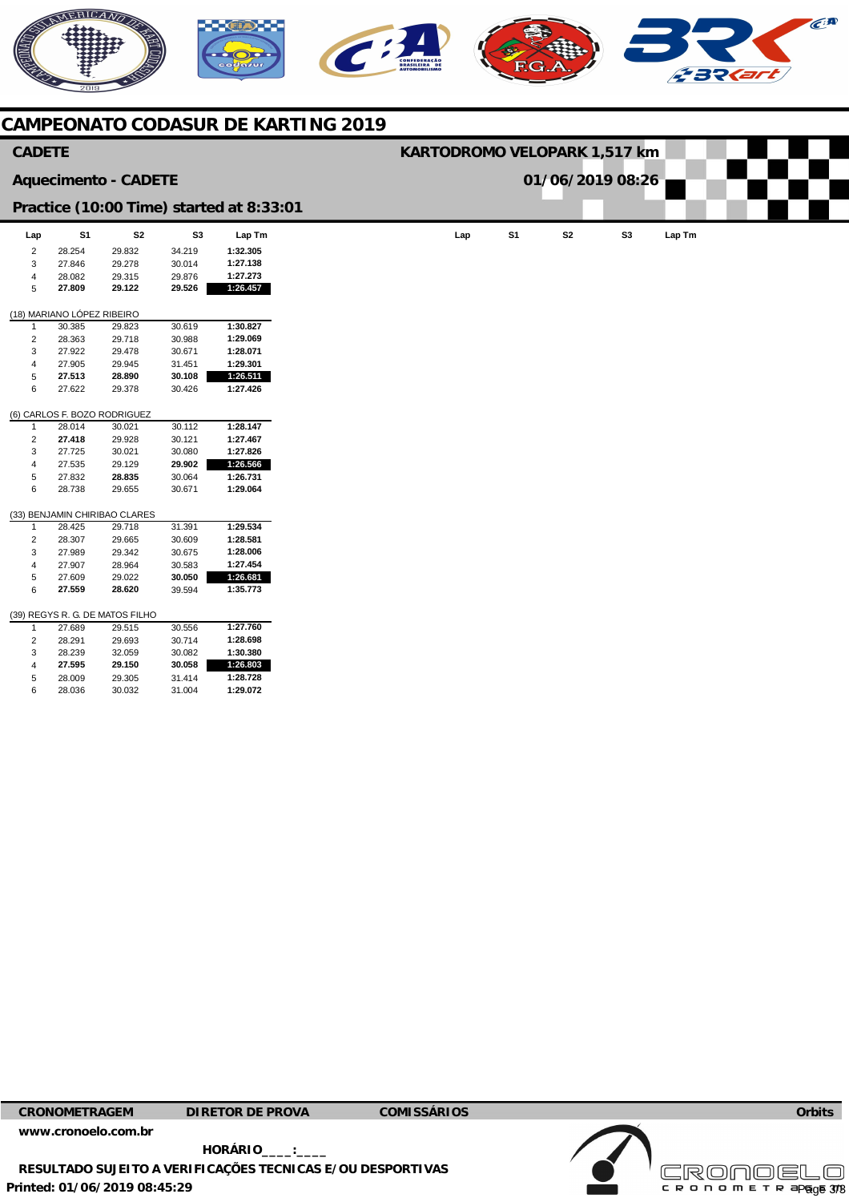## CAMPEONATO CODASUR DE KARTING 2019

**CADETE**

**KARTODROMO VELOPARK 1,517 km**

**Aquecimento - CADETE**

**01/06/2019 08:26**

**Practice (10:00 Time) started at 8:33:01**

| Lap | S1 | S2 | S3 | Lap Tm |
|---|---|---|---|---|
| 2 | 28.254 | 29.832 | 34.219 | **1:32.305** |
| 3 | 27.846 | 29.278 | 30.014 | **1:27.138** |
| 4 | 28.082 | 29.315 | 29.876 | **1:27.273** |
| 5 | **27.809** | **29.122** | **29.526** | **1:26.457** |

(18) MARIANO LÓPEZ RIBEIRO

| Lap | S1 | S2 | S3 | Lap Tm |
|---|---|---|---|---|
| 1 | 30.385 | 29.823 | 30.619 | **1:30.827** |
| 2 | 28.363 | 29.718 | 30.988 | **1:29.069** |
| 3 | 27.922 | 29.478 | 30.671 | **1:28.071** |
| 4 | 27.905 | 29.945 | 31.451 | **1:29.301** |
| 5 | **27.513** | **28.890** | **30.108** | **1:26.511** |
| 6 | 27.622 | 29.378 | 30.426 | **1:27.426** |

(6) CARLOS F. BOZO RODRIGUEZ

| Lap | S1 | S2 | S3 | Lap Tm |
|---|---|---|---|---|
| 1 | 28.014 | 30.021 | 30.112 | **1:28.147** |
| 2 | **27.418** | 29.928 | 30.121 | **1:27.467** |
| 3 | 27.725 | 30.021 | 30.080 | **1:27.826** |
| 4 | 27.535 | 29.129 | **29.902** | **1:26.566** |
| 5 | 27.832 | **28.835** | 30.064 | **1:26.731** |
| 6 | 28.738 | 29.655 | 30.671 | **1:29.064** |

(33) BENJAMIN CHIRIBAO CLARES

| Lap | S1 | S2 | S3 | Lap Tm |
|---|---|---|---|---|
| 1 | 28.425 | 29.718 | 31.391 | **1:29.534** |
| 2 | 28.307 | 29.665 | 30.609 | **1:28.581** |
| 3 | 27.989 | 29.342 | 30.675 | **1:28.006** |
| 4 | 27.907 | 28.964 | 30.583 | **1:27.454** |
| 5 | 27.609 | 29.022 | **30.050** | **1:26.681** |
| 6 | **27.559** | **28.620** | 39.594 | **1:35.773** |

(39) REGYS R. G. DE MATOS FILHO

| Lap | S1 | S2 | S3 | Lap Tm |
|---|---|---|---|---|
| 1 | 27.689 | 29.515 | 30.556 | **1:27.760** |
| 2 | 28.291 | 29.693 | 30.714 | **1:28.698** |
| 3 | 28.239 | 32.059 | 30.082 | **1:30.380** |
| 4 | **27.595** | **29.150** | **30.058** | **1:26.803** |
| 5 | 28.009 | 29.305 | 31.414 | **1:28.728** |
| 6 | 28.036 | 30.032 | 31.004 | **1:29.072** |

**CRONOMETRAGEM** **DIRETOR DE PROVA** **COMISSÁRIOS** **Orbits**

**www.cronoelo.com.br**

**HORÁRIO____:____**

**RESULTADO SUJEITO A VERIFICAÇÕES TECNICAS E/OU DESPORTIVAS**

**Printed: 01/06/2019 08:45:29**